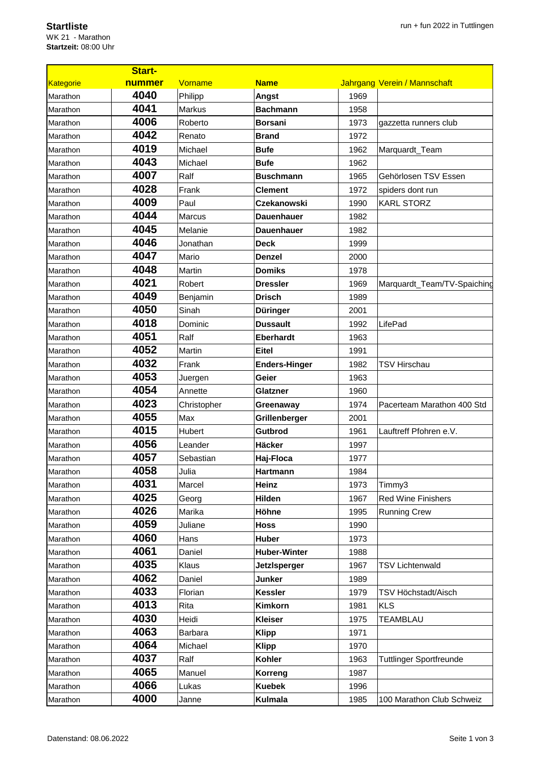**Startliste**
WK 21 - Marathon
**Startzeit:** 08:00 Uhr

| Kategorie | Start-nummer | Vorname | Name | Jahrgang | Verein / Mannschaft |
|---|---|---|---|---|---|
| Marathon | **4040** | Philipp | **Angst** | 1969 | |
| Marathon | **4041** | Markus | **Bachmann** | 1958 | |
| Marathon | **4006** | Roberto | **Borsani** | 1973 | gazzetta runners club |
| Marathon | **4042** | Renato | **Brand** | 1972 | |
| Marathon | **4019** | Michael | **Bufe** | 1962 | Marquardt_Team |
| Marathon | **4043** | Michael | **Bufe** | 1962 | |
| Marathon | **4007** | Ralf | **Buschmann** | 1965 | Gehörlosen TSV Essen |
| Marathon | **4028** | Frank | **Clement** | 1972 | spiders dont run |
| Marathon | **4009** | Paul | **Czekanowski** | 1990 | KARL STORZ |
| Marathon | **4044** | Marcus | **Dauenhauer** | 1982 | |
| Marathon | **4045** | Melanie | **Dauenhauer** | 1982 | |
| Marathon | **4046** | Jonathan | **Deck** | 1999 | |
| Marathon | **4047** | Mario | **Denzel** | 2000 | |
| Marathon | **4048** | Martin | **Domiks** | 1978 | |
| Marathon | **4021** | Robert | **Dressler** | 1969 | Marquardt_Team/TV-Spaiching |
| Marathon | **4049** | Benjamin | **Drisch** | 1989 | |
| Marathon | **4050** | Sinah | **Düringer** | 2001 | |
| Marathon | **4018** | Dominic | **Dussault** | 1992 | LifePad |
| Marathon | **4051** | Ralf | **Eberhardt** | 1963 | |
| Marathon | **4052** | Martin | **Eitel** | 1991 | |
| Marathon | **4032** | Frank | **Enders-Hinger** | 1982 | TSV Hirschau |
| Marathon | **4053** | Juergen | **Geier** | 1963 | |
| Marathon | **4054** | Annette | **Glatzner** | 1960 | |
| Marathon | **4023** | Christopher | **Greenaway** | 1974 | Pacerteam Marathon 400 Std |
| Marathon | **4055** | Max | **Grillenberger** | 2001 | |
| Marathon | **4015** | Hubert | **Gutbrod** | 1961 | Lauftreff Pfohren e.V. |
| Marathon | **4056** | Leander | **Häcker** | 1997 | |
| Marathon | **4057** | Sebastian | **Haj-Floca** | 1977 | |
| Marathon | **4058** | Julia | **Hartmann** | 1984 | |
| Marathon | **4031** | Marcel | **Heinz** | 1973 | Timmy3 |
| Marathon | **4025** | Georg | **Hilden** | 1967 | Red Wine Finishers |
| Marathon | **4026** | Marika | **Höhne** | 1995 | Running Crew |
| Marathon | **4059** | Juliane | **Hoss** | 1990 | |
| Marathon | **4060** | Hans | **Huber** | 1973 | |
| Marathon | **4061** | Daniel | **Huber-Winter** | 1988 | |
| Marathon | **4035** | Klaus | **Jetzlsperger** | 1967 | TSV Lichtenwald |
| Marathon | **4062** | Daniel | **Junker** | 1989 | |
| Marathon | **4033** | Florian | **Kessler** | 1979 | TSV Höchstadt/Aisch |
| Marathon | **4013** | Rita | **Kimkorn** | 1981 | KLS |
| Marathon | **4030** | Heidi | **Kleiser** | 1975 | TEAMBLAU |
| Marathon | **4063** | Barbara | **Klipp** | 1971 | |
| Marathon | **4064** | Michael | **Klipp** | 1970 | |
| Marathon | **4037** | Ralf | **Kohler** | 1963 | Tuttlinger Sportfreunde |
| Marathon | **4065** | Manuel | **Korreng** | 1987 | |
| Marathon | **4066** | Lukas | **Kuebek** | 1996 | |
| Marathon | **4000** | Janne | **Kulmala** | 1985 | 100 Marathon Club Schweiz |

Datenstand: 08.06.2022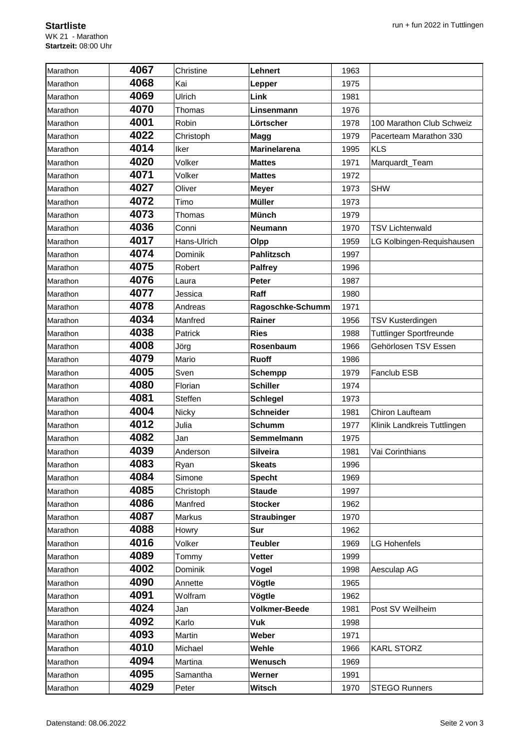**Startliste**
WK 21 - Marathon
**Startzeit:** 08:00 Uhr

| | | | | | |
|---|---|---|---|---|---|
| Marathon | **4067** | Christine | **Lehnert** | 1963 | |
| Marathon | **4068** | Kai | **Lepper** | 1975 | |
| Marathon | **4069** | Ulrich | **Link** | 1981 | |
| Marathon | **4070** | Thomas | **Linsenmann** | 1976 | |
| Marathon | **4001** | Robin | **Lörtscher** | 1978 | 100 Marathon Club Schweiz |
| Marathon | **4022** | Christoph | **Magg** | 1979 | Pacerteam Marathon 330 |
| Marathon | **4014** | Iker | **Marinelarena** | 1995 | KLS |
| Marathon | **4020** | Volker | **Mattes** | 1971 | Marquardt_Team |
| Marathon | **4071** | Volker | **Mattes** | 1972 | |
| Marathon | **4027** | Oliver | **Meyer** | 1973 | SHW |
| Marathon | **4072** | Timo | **Müller** | 1973 | |
| Marathon | **4073** | Thomas | **Münch** | 1979 | |
| Marathon | **4036** | Conni | **Neumann** | 1970 | TSV Lichtenwald |
| Marathon | **4017** | Hans-Ulrich | **Olpp** | 1959 | LG Kolbingen-Requishausen |
| Marathon | **4074** | Dominik | **Pahlitzsch** | 1997 | |
| Marathon | **4075** | Robert | **Palfrey** | 1996 | |
| Marathon | **4076** | Laura | **Peter** | 1987 | |
| Marathon | **4077** | Jessica | **Raff** | 1980 | |
| Marathon | **4078** | Andreas | **Ragoschke-Schumm** | 1971 | |
| Marathon | **4034** | Manfred | **Rainer** | 1956 | TSV Kusterdingen |
| Marathon | **4038** | Patrick | **Ries** | 1988 | Tuttlinger Sportfreunde |
| Marathon | **4008** | Jörg | **Rosenbaum** | 1966 | Gehörlosen TSV Essen |
| Marathon | **4079** | Mario | **Ruoff** | 1986 | |
| Marathon | **4005** | Sven | **Schempp** | 1979 | Fanclub ESB |
| Marathon | **4080** | Florian | **Schiller** | 1974 | |
| Marathon | **4081** | Steffen | **Schlegel** | 1973 | |
| Marathon | **4004** | Nicky | **Schneider** | 1981 | Chiron Laufteam |
| Marathon | **4012** | Julia | **Schumm** | 1977 | Klinik Landkreis Tuttlingen |
| Marathon | **4082** | Jan | **Semmelmann** | 1975 | |
| Marathon | **4039** | Anderson | **Silveira** | 1981 | Vai Corinthians |
| Marathon | **4083** | Ryan | **Skeats** | 1996 | |
| Marathon | **4084** | Simone | **Specht** | 1969 | |
| Marathon | **4085** | Christoph | **Staude** | 1997 | |
| Marathon | **4086** | Manfred | **Stocker** | 1962 | |
| Marathon | **4087** | Markus | **Straubinger** | 1970 | |
| Marathon | **4088** | Howry | **Sur** | 1962 | |
| Marathon | **4016** | Volker | **Teubler** | 1969 | LG Hohenfels |
| Marathon | **4089** | Tommy | **Vetter** | 1999 | |
| Marathon | **4002** | Dominik | **Vogel** | 1998 | Aesculap AG |
| Marathon | **4090** | Annette | **Vögtle** | 1965 | |
| Marathon | **4091** | Wolfram | **Vögtle** | 1962 | |
| Marathon | **4024** | Jan | **Volkmer-Beede** | 1981 | Post SV Weilheim |
| Marathon | **4092** | Karlo | **Vuk** | 1998 | |
| Marathon | **4093** | Martin | **Weber** | 1971 | |
| Marathon | **4010** | Michael | **Wehle** | 1966 | KARL STORZ |
| Marathon | **4094** | Martina | **Wenusch** | 1969 | |
| Marathon | **4095** | Samantha | **Werner** | 1991 | |
| Marathon | **4029** | Peter | **Witsch** | 1970 | STEGO Runners |

Datenstand: 08.06.2022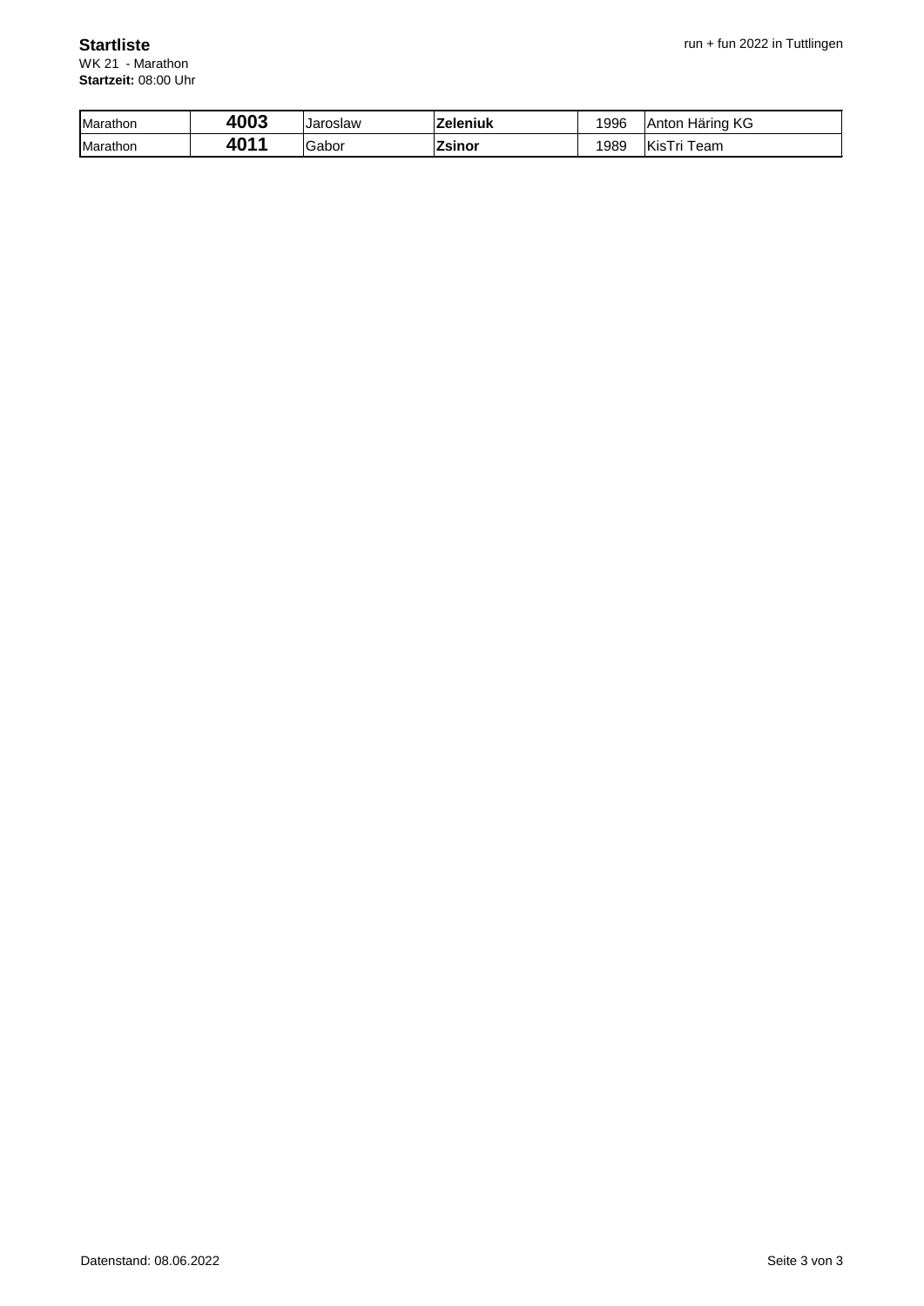**Startliste**
WK 21 - Marathon
**Startzeit:** 08:00 Uhr

| | | | | | |
|---|---|---|---|---|---|
| Marathon | **4003** | Jaroslaw | **Zeleniuk** | 1996 | Anton Häring KG |
| Marathon | **4011** | Gabor | **Zsinor** | 1989 | KisTri Team |

Datenstand: 08.06.2022